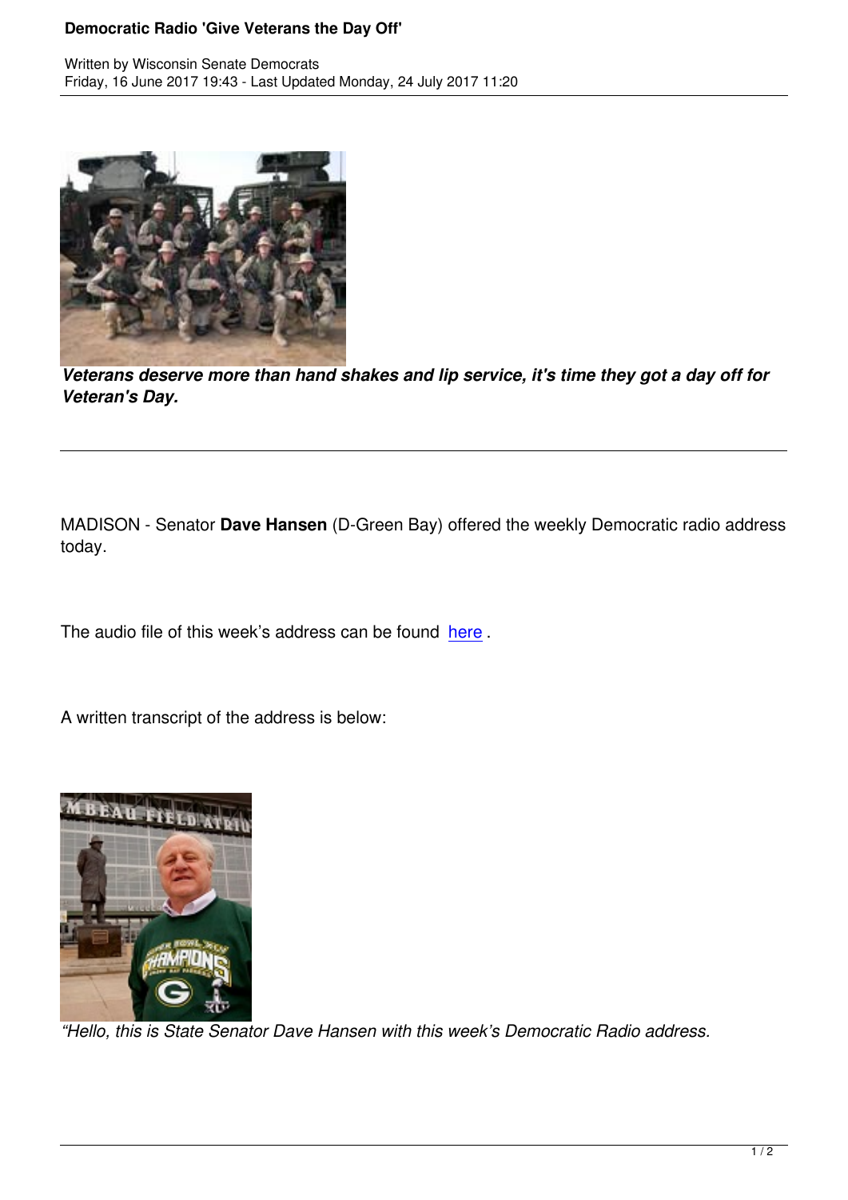# Democratic Radio 'Give Veterans the Day Off'

Written by Wisconsin Senate Democrats
Friday, 16 June 2017 19:43 - Last Updated Monday, 24 July 2017 11:20

***Veterans deserve more than hand shakes and lip service, it's time they got a day off for Veteran's Day.***

---

MADISON - Senator **Dave Hansen** (D-Green Bay) offered the weekly Democratic radio address today.

The audio file of this week's address can be found here .

A written transcript of the address is below:

*"Hello, this is State Senator Dave Hansen with this week's Democratic Radio address.*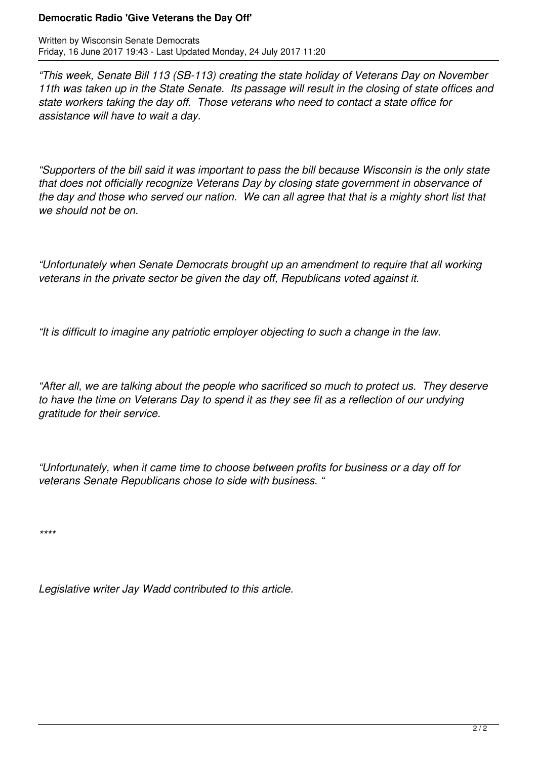*“This week, Senate Bill 113 (SB-113) creating the state holiday of Veterans Day on November 11th was taken up in the State Senate. Its passage will result in the closing of state offices and state workers taking the day off. Those veterans who need to contact a state office for assistance will have to wait a day.*

*“Supporters of the bill said it was important to pass the bill because Wisconsin is the only state that does not officially recognize Veterans Day by closing state government in observance of the day and those who served our nation. We can all agree that that is a mighty short list that we should not be on.*

*“Unfortunately when Senate Democrats brought up an amendment to require that all working veterans in the private sector be given the day off, Republicans voted against it.*

*“It is difficult to imagine any patriotic employer objecting to such a change in the law.*

*“After all, we are talking about the people who sacrificed so much to protect us. They deserve to have the time on Veterans Day to spend it as they see fit as a reflection of our undying gratitude for their service.*

*“Unfortunately, when it came time to choose between profits for business or a day off for veterans Senate Republicans chose to side with business. “*

*\*\*\*\**

*Legislative writer Jay Wadd contributed to this article.*